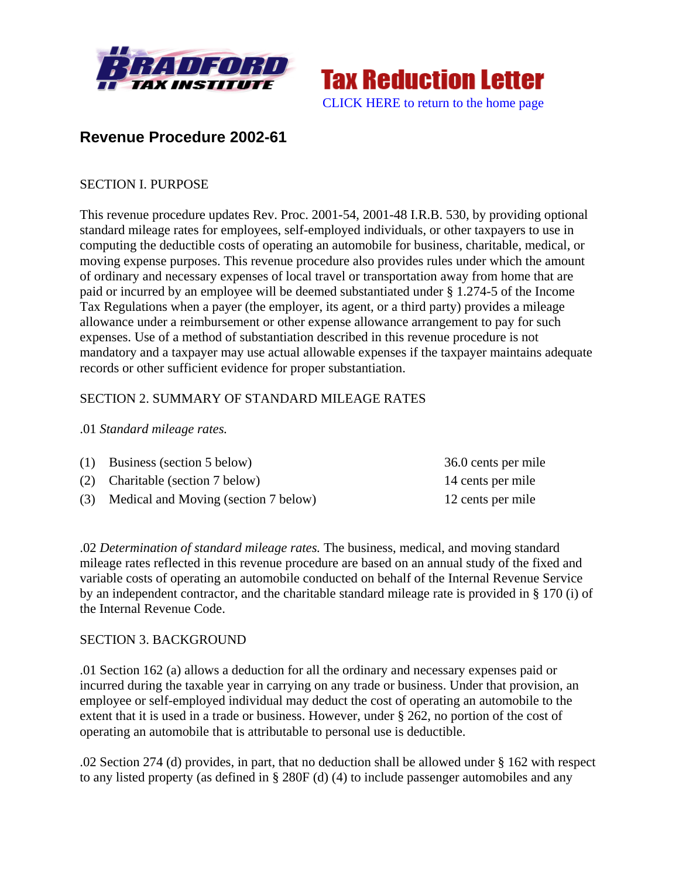Tax Reduction Letter

CLICK HERE to return to the home page

# Revenue Procedure 2002-61

SECTION I. PURPOSE

This revenue procedure updates Rev. Proc. 2001-54, 2001-48 I.R.B. 530, by providing optional standard mileage rates for employees, self-employed individuals, or other taxpayers to use in computing the deductible costs of operating an automobile for business, charitable, medical, or moving expense purposes. This revenue procedure also provides rules under which the amount of ordinary and necessary expenses of local travel or transportation away from home that are paid or incurred by an employee will be deemed substantiated under § 1.274-5 of the Income Tax Regulations when a payer (the employer, its agent, or a third party) provides a mileage allowance under a reimbursement or other expense allowance arrangement to pay for such expenses. Use of a method of substantiation described in this revenue procedure is not mandatory and a taxpayer may use actual allowable expenses if the taxpayer maintains adequate records or other sufficient evidence for proper substantiation.

SECTION 2. SUMMARY OF STANDARD MILEAGE RATES

.01 *Standard mileage rates.*

| | | |
|---|---|---|
| (1) | Business (section 5 below) | 36.0 cents per mile |
| (2) | Charitable (section 7 below) | 14 cents per mile |
| (3) | Medical and Moving (section 7 below) | 12 cents per mile |

.02 *Determination of standard mileage rates.* The business, medical, and moving standard mileage rates reflected in this revenue procedure are based on an annual study of the fixed and variable costs of operating an automobile conducted on behalf of the Internal Revenue Service by an independent contractor, and the charitable standard mileage rate is provided in § 170 (i) of the Internal Revenue Code.

SECTION 3. BACKGROUND

.01 Section 162 (a) allows a deduction for all the ordinary and necessary expenses paid or incurred during the taxable year in carrying on any trade or business. Under that provision, an employee or self-employed individual may deduct the cost of operating an automobile to the extent that it is used in a trade or business. However, under § 262, no portion of the cost of operating an automobile that is attributable to personal use is deductible.

.02 Section 274 (d) provides, in part, that no deduction shall be allowed under § 162 with respect to any listed property (as defined in § 280F (d) (4) to include passenger automobiles and any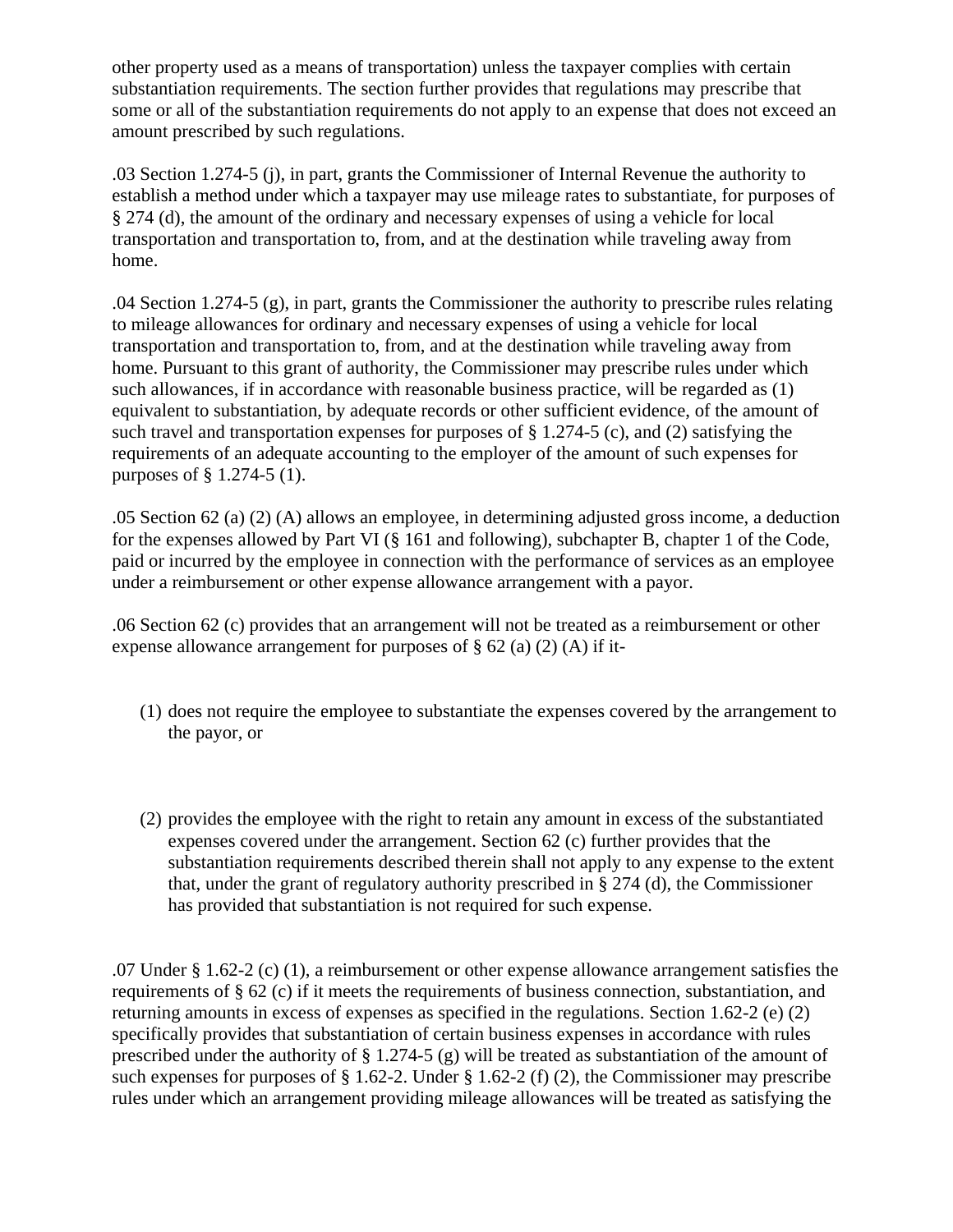other property used as a means of transportation) unless the taxpayer complies with certain substantiation requirements. The section further provides that regulations may prescribe that some or all of the substantiation requirements do not apply to an expense that does not exceed an amount prescribed by such regulations.

.03 Section 1.274-5 (j), in part, grants the Commissioner of Internal Revenue the authority to establish a method under which a taxpayer may use mileage rates to substantiate, for purposes of § 274 (d), the amount of the ordinary and necessary expenses of using a vehicle for local transportation and transportation to, from, and at the destination while traveling away from home.

.04 Section 1.274-5 (g), in part, grants the Commissioner the authority to prescribe rules relating to mileage allowances for ordinary and necessary expenses of using a vehicle for local transportation and transportation to, from, and at the destination while traveling away from home. Pursuant to this grant of authority, the Commissioner may prescribe rules under which such allowances, if in accordance with reasonable business practice, will be regarded as (1) equivalent to substantiation, by adequate records or other sufficient evidence, of the amount of such travel and transportation expenses for purposes of § 1.274-5 (c), and (2) satisfying the requirements of an adequate accounting to the employer of the amount of such expenses for purposes of § 1.274-5 (1).

.05 Section 62 (a) (2) (A) allows an employee, in determining adjusted gross income, a deduction for the expenses allowed by Part VI (§ 161 and following), subchapter B, chapter 1 of the Code, paid or incurred by the employee in connection with the performance of services as an employee under a reimbursement or other expense allowance arrangement with a payor.

.06 Section 62 (c) provides that an arrangement will not be treated as a reimbursement or other expense allowance arrangement for purposes of § 62 (a) (2) (A) if it-

(1) does not require the employee to substantiate the expenses covered by the arrangement to the payor, or

(2) provides the employee with the right to retain any amount in excess of the substantiated expenses covered under the arrangement. Section 62 (c) further provides that the substantiation requirements described therein shall not apply to any expense to the extent that, under the grant of regulatory authority prescribed in § 274 (d), the Commissioner has provided that substantiation is not required for such expense.

.07 Under § 1.62-2 (c) (1), a reimbursement or other expense allowance arrangement satisfies the requirements of § 62 (c) if it meets the requirements of business connection, substantiation, and returning amounts in excess of expenses as specified in the regulations. Section 1.62-2 (e) (2) specifically provides that substantiation of certain business expenses in accordance with rules prescribed under the authority of § 1.274-5 (g) will be treated as substantiation of the amount of such expenses for purposes of § 1.62-2. Under § 1.62-2 (f) (2), the Commissioner may prescribe rules under which an arrangement providing mileage allowances will be treated as satisfying the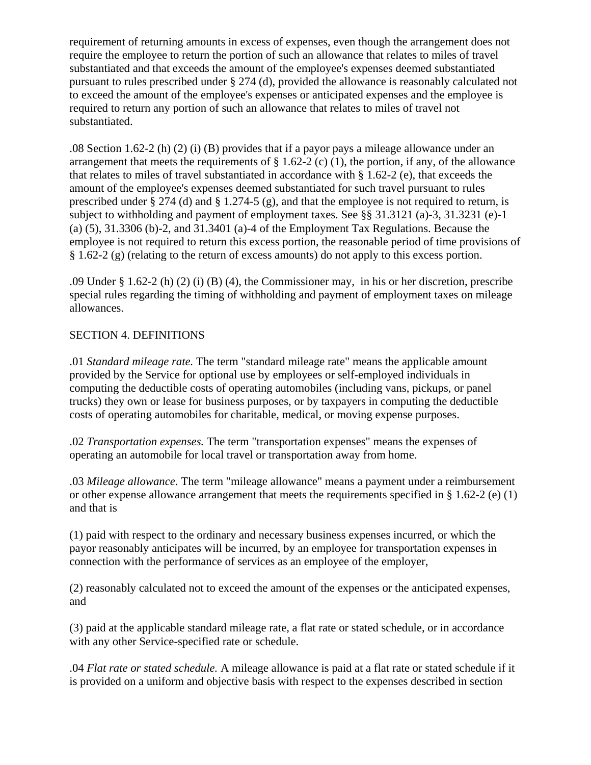requirement of returning amounts in excess of expenses, even though the arrangement does not require the employee to return the portion of such an allowance that relates to miles of travel substantiated and that exceeds the amount of the employee's expenses deemed substantiated pursuant to rules prescribed under § 274 (d), provided the allowance is reasonably calculated not to exceed the amount of the employee's expenses or anticipated expenses and the employee is required to return any portion of such an allowance that relates to miles of travel not substantiated.

.08 Section 1.62-2 (h) (2) (i) (B) provides that if a payor pays a mileage allowance under an arrangement that meets the requirements of § 1.62-2 (c) (1), the portion, if any, of the allowance that relates to miles of travel substantiated in accordance with § 1.62-2 (e), that exceeds the amount of the employee's expenses deemed substantiated for such travel pursuant to rules prescribed under § 274 (d) and § 1.274-5 (g), and that the employee is not required to return, is subject to withholding and payment of employment taxes. See §§ 31.3121 (a)-3, 31.3231 (e)-1 (a) (5), 31.3306 (b)-2, and 31.3401 (a)-4 of the Employment Tax Regulations. Because the employee is not required to return this excess portion, the reasonable period of time provisions of § 1.62-2 (g) (relating to the return of excess amounts) do not apply to this excess portion.

.09 Under § 1.62-2 (h) (2) (i) (B) (4), the Commissioner may, in his or her discretion, prescribe special rules regarding the timing of withholding and payment of employment taxes on mileage allowances.

SECTION 4. DEFINITIONS

.01 *Standard mileage rate.* The term "standard mileage rate" means the applicable amount provided by the Service for optional use by employees or self-employed individuals in computing the deductible costs of operating automobiles (including vans, pickups, or panel trucks) they own or lease for business purposes, or by taxpayers in computing the deductible costs of operating automobiles for charitable, medical, or moving expense purposes.

.02 *Transportation expenses.* The term "transportation expenses" means the expenses of operating an automobile for local travel or transportation away from home.

.03 *Mileage allowance.* The term "mileage allowance" means a payment under a reimbursement or other expense allowance arrangement that meets the requirements specified in § 1.62-2 (e) (1) and that is

(1) paid with respect to the ordinary and necessary business expenses incurred, or which the payor reasonably anticipates will be incurred, by an employee for transportation expenses in connection with the performance of services as an employee of the employer,

(2) reasonably calculated not to exceed the amount of the expenses or the anticipated expenses, and

(3) paid at the applicable standard mileage rate, a flat rate or stated schedule, or in accordance with any other Service-specified rate or schedule.

.04 *Flat rate or stated schedule.* A mileage allowance is paid at a flat rate or stated schedule if it is provided on a uniform and objective basis with respect to the expenses described in section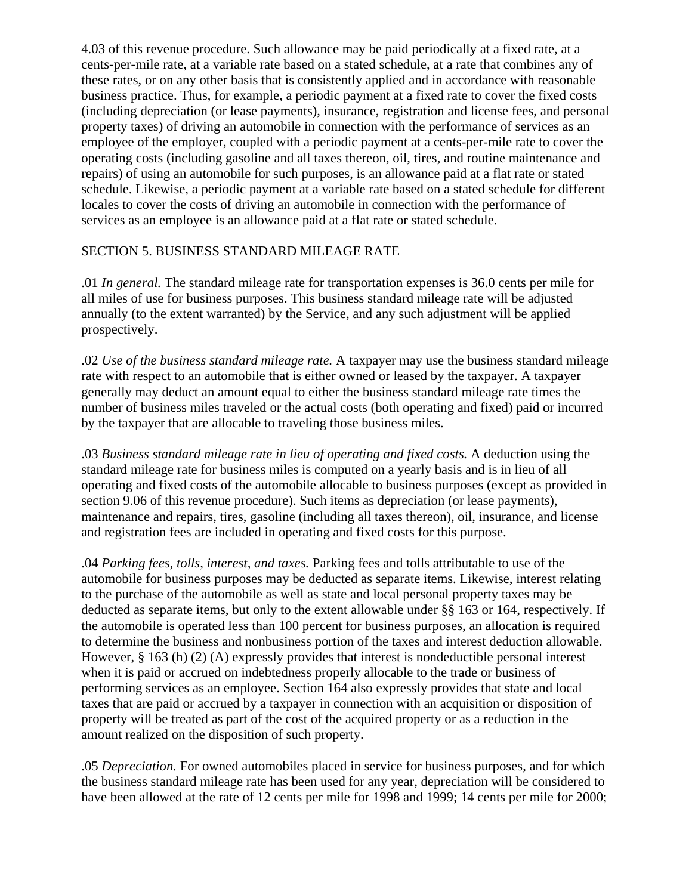4.03 of this revenue procedure. Such allowance may be paid periodically at a fixed rate, at a cents-per-mile rate, at a variable rate based on a stated schedule, at a rate that combines any of these rates, or on any other basis that is consistently applied and in accordance with reasonable business practice. Thus, for example, a periodic payment at a fixed rate to cover the fixed costs (including depreciation (or lease payments), insurance, registration and license fees, and personal property taxes) of driving an automobile in connection with the performance of services as an employee of the employer, coupled with a periodic payment at a cents-per-mile rate to cover the operating costs (including gasoline and all taxes thereon, oil, tires, and routine maintenance and repairs) of using an automobile for such purposes, is an allowance paid at a flat rate or stated schedule. Likewise, a periodic payment at a variable rate based on a stated schedule for different locales to cover the costs of driving an automobile in connection with the performance of services as an employee is an allowance paid at a flat rate or stated schedule.

SECTION 5. BUSINESS STANDARD MILEAGE RATE

.01 *In general.* The standard mileage rate for transportation expenses is 36.0 cents per mile for all miles of use for business purposes. This business standard mileage rate will be adjusted annually (to the extent warranted) by the Service, and any such adjustment will be applied prospectively.

.02 *Use of the business standard mileage rate.* A taxpayer may use the business standard mileage rate with respect to an automobile that is either owned or leased by the taxpayer. A taxpayer generally may deduct an amount equal to either the business standard mileage rate times the number of business miles traveled or the actual costs (both operating and fixed) paid or incurred by the taxpayer that are allocable to traveling those business miles.

.03 *Business standard mileage rate in lieu of operating and fixed costs.* A deduction using the standard mileage rate for business miles is computed on a yearly basis and is in lieu of all operating and fixed costs of the automobile allocable to business purposes (except as provided in section 9.06 of this revenue procedure). Such items as depreciation (or lease payments), maintenance and repairs, tires, gasoline (including all taxes thereon), oil, insurance, and license and registration fees are included in operating and fixed costs for this purpose.

.04 *Parking fees, tolls, interest, and taxes.* Parking fees and tolls attributable to use of the automobile for business purposes may be deducted as separate items. Likewise, interest relating to the purchase of the automobile as well as state and local personal property taxes may be deducted as separate items, but only to the extent allowable under §§ 163 or 164, respectively. If the automobile is operated less than 100 percent for business purposes, an allocation is required to determine the business and nonbusiness portion of the taxes and interest deduction allowable. However, § 163 (h) (2) (A) expressly provides that interest is nondeductible personal interest when it is paid or accrued on indebtedness properly allocable to the trade or business of performing services as an employee. Section 164 also expressly provides that state and local taxes that are paid or accrued by a taxpayer in connection with an acquisition or disposition of property will be treated as part of the cost of the acquired property or as a reduction in the amount realized on the disposition of such property.

.05 *Depreciation.* For owned automobiles placed in service for business purposes, and for which the business standard mileage rate has been used for any year, depreciation will be considered to have been allowed at the rate of 12 cents per mile for 1998 and 1999; 14 cents per mile for 2000;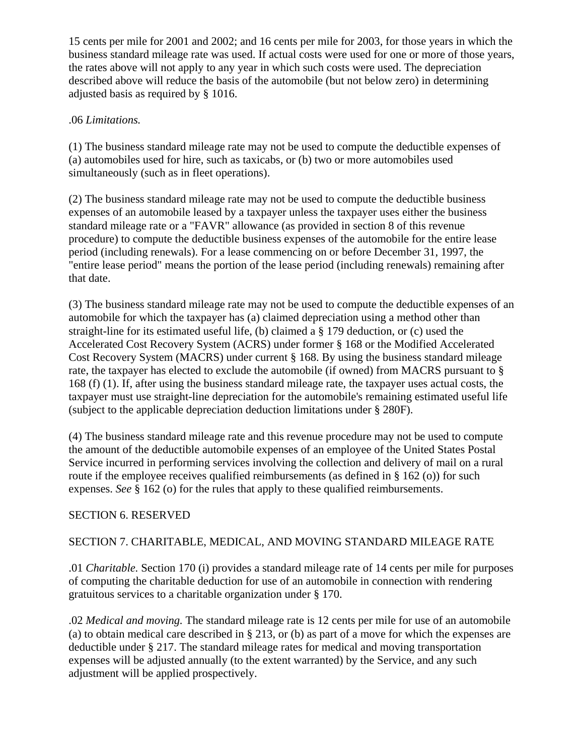15 cents per mile for 2001 and 2002; and 16 cents per mile for 2003, for those years in which the business standard mileage rate was used. If actual costs were used for one or more of those years, the rates above will not apply to any year in which such costs were used. The depreciation described above will reduce the basis of the automobile (but not below zero) in determining adjusted basis as required by § 1016.

.06 *Limitations.*

(1) The business standard mileage rate may not be used to compute the deductible expenses of (a) automobiles used for hire, such as taxicabs, or (b) two or more automobiles used simultaneously (such as in fleet operations).

(2) The business standard mileage rate may not be used to compute the deductible business expenses of an automobile leased by a taxpayer unless the taxpayer uses either the business standard mileage rate or a "FAVR" allowance (as provided in section 8 of this revenue procedure) to compute the deductible business expenses of the automobile for the entire lease period (including renewals). For a lease commencing on or before December 31, 1997, the "entire lease period" means the portion of the lease period (including renewals) remaining after that date.

(3) The business standard mileage rate may not be used to compute the deductible expenses of an automobile for which the taxpayer has (a) claimed depreciation using a method other than straight-line for its estimated useful life, (b) claimed a § 179 deduction, or (c) used the Accelerated Cost Recovery System (ACRS) under former § 168 or the Modified Accelerated Cost Recovery System (MACRS) under current § 168. By using the business standard mileage rate, the taxpayer has elected to exclude the automobile (if owned) from MACRS pursuant to § 168 (f) (1). If, after using the business standard mileage rate, the taxpayer uses actual costs, the taxpayer must use straight-line depreciation for the automobile's remaining estimated useful life (subject to the applicable depreciation deduction limitations under § 280F).

(4) The business standard mileage rate and this revenue procedure may not be used to compute the amount of the deductible automobile expenses of an employee of the United States Postal Service incurred in performing services involving the collection and delivery of mail on a rural route if the employee receives qualified reimbursements (as defined in § 162 (o)) for such expenses. *See* § 162 (o) for the rules that apply to these qualified reimbursements.

SECTION 6. RESERVED

SECTION 7. CHARITABLE, MEDICAL, AND MOVING STANDARD MILEAGE RATE

.01 *Charitable.* Section 170 (i) provides a standard mileage rate of 14 cents per mile for purposes of computing the charitable deduction for use of an automobile in connection with rendering gratuitous services to a charitable organization under § 170.

.02 *Medical and moving.* The standard mileage rate is 12 cents per mile for use of an automobile (a) to obtain medical care described in § 213, or (b) as part of a move for which the expenses are deductible under § 217. The standard mileage rates for medical and moving transportation expenses will be adjusted annually (to the extent warranted) by the Service, and any such adjustment will be applied prospectively.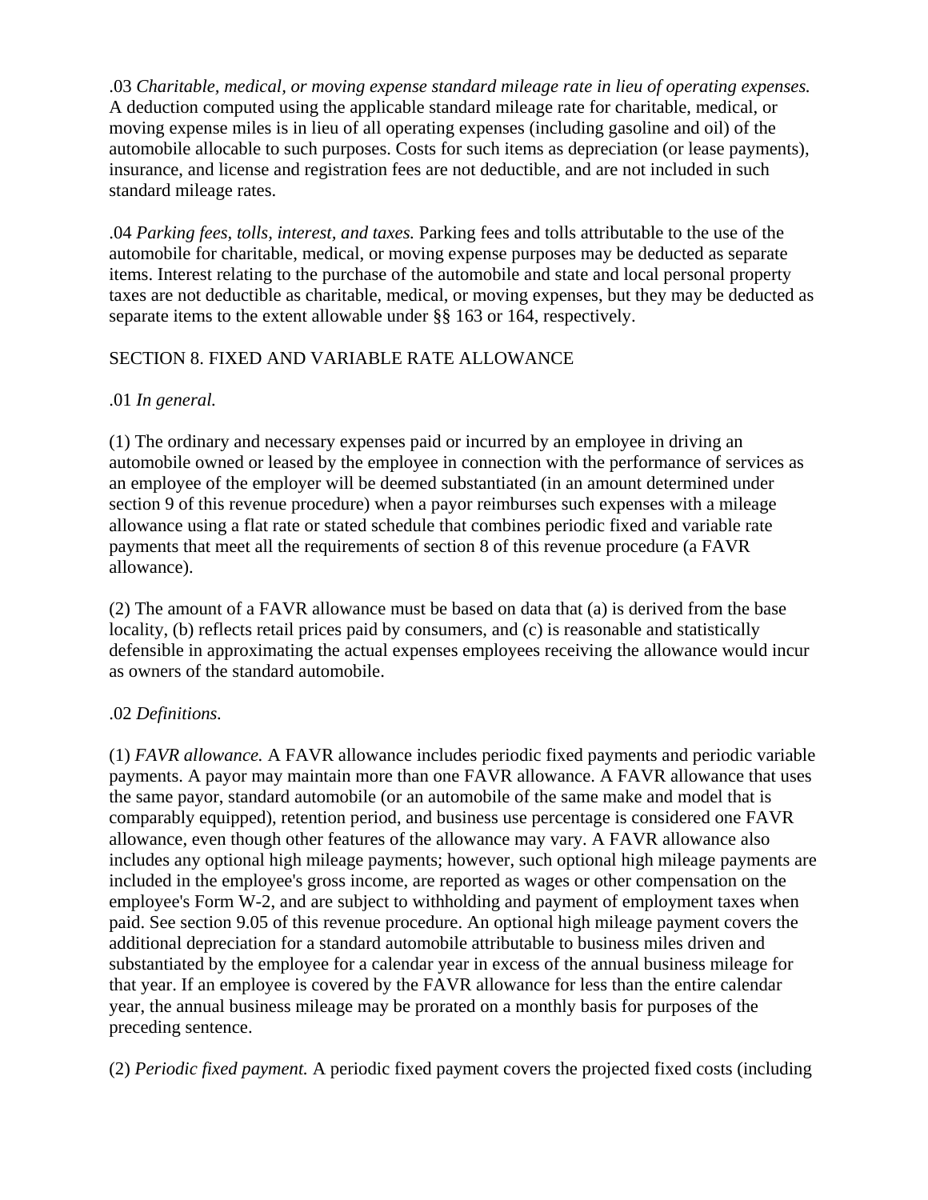.03 *Charitable, medical, or moving expense standard mileage rate in lieu of operating expenses.* A deduction computed using the applicable standard mileage rate for charitable, medical, or moving expense miles is in lieu of all operating expenses (including gasoline and oil) of the automobile allocable to such purposes. Costs for such items as depreciation (or lease payments), insurance, and license and registration fees are not deductible, and are not included in such standard mileage rates.

.04 *Parking fees, tolls, interest, and taxes.* Parking fees and tolls attributable to the use of the automobile for charitable, medical, or moving expense purposes may be deducted as separate items. Interest relating to the purchase of the automobile and state and local personal property taxes are not deductible as charitable, medical, or moving expenses, but they may be deducted as separate items to the extent allowable under §§ 163 or 164, respectively.

SECTION 8. FIXED AND VARIABLE RATE ALLOWANCE

.01 *In general.*

(1) The ordinary and necessary expenses paid or incurred by an employee in driving an automobile owned or leased by the employee in connection with the performance of services as an employee of the employer will be deemed substantiated (in an amount determined under section 9 of this revenue procedure) when a payor reimburses such expenses with a mileage allowance using a flat rate or stated schedule that combines periodic fixed and variable rate payments that meet all the requirements of section 8 of this revenue procedure (a FAVR allowance).

(2) The amount of a FAVR allowance must be based on data that (a) is derived from the base locality, (b) reflects retail prices paid by consumers, and (c) is reasonable and statistically defensible in approximating the actual expenses employees receiving the allowance would incur as owners of the standard automobile.

.02 *Definitions.*

(1) *FAVR allowance.* A FAVR allowance includes periodic fixed payments and periodic variable payments. A payor may maintain more than one FAVR allowance. A FAVR allowance that uses the same payor, standard automobile (or an automobile of the same make and model that is comparably equipped), retention period, and business use percentage is considered one FAVR allowance, even though other features of the allowance may vary. A FAVR allowance also includes any optional high mileage payments; however, such optional high mileage payments are included in the employee's gross income, are reported as wages or other compensation on the employee's Form W-2, and are subject to withholding and payment of employment taxes when paid. See section 9.05 of this revenue procedure. An optional high mileage payment covers the additional depreciation for a standard automobile attributable to business miles driven and substantiated by the employee for a calendar year in excess of the annual business mileage for that year. If an employee is covered by the FAVR allowance for less than the entire calendar year, the annual business mileage may be prorated on a monthly basis for purposes of the preceding sentence.

(2) *Periodic fixed payment.* A periodic fixed payment covers the projected fixed costs (including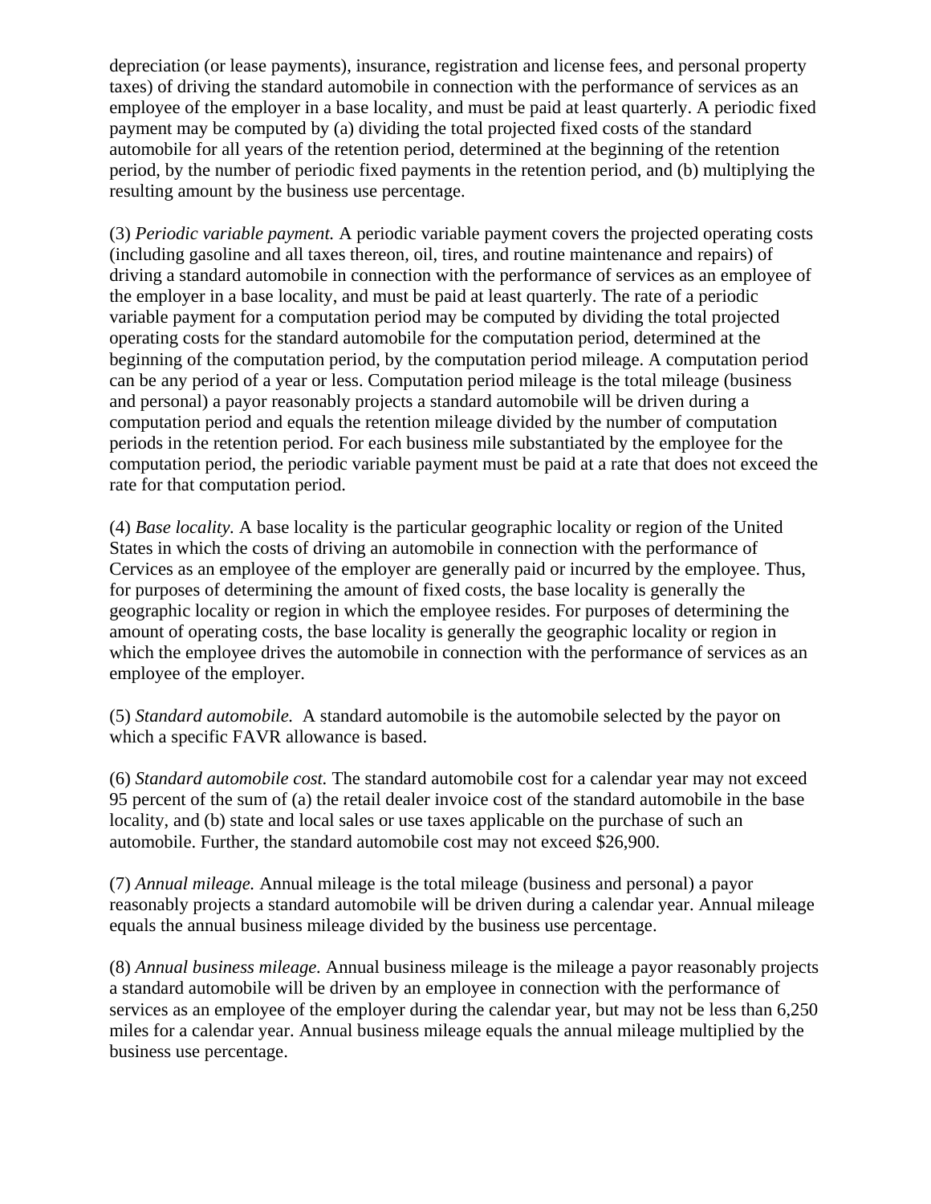depreciation (or lease payments), insurance, registration and license fees, and personal property taxes) of driving the standard automobile in connection with the performance of services as an employee of the employer in a base locality, and must be paid at least quarterly. A periodic fixed payment may be computed by (a) dividing the total projected fixed costs of the standard automobile for all years of the retention period, determined at the beginning of the retention period, by the number of periodic fixed payments in the retention period, and (b) multiplying the resulting amount by the business use percentage.

(3) *Periodic variable payment.* A periodic variable payment covers the projected operating costs (including gasoline and all taxes thereon, oil, tires, and routine maintenance and repairs) of driving a standard automobile in connection with the performance of services as an employee of the employer in a base locality, and must be paid at least quarterly. The rate of a periodic variable payment for a computation period may be computed by dividing the total projected operating costs for the standard automobile for the computation period, determined at the beginning of the computation period, by the computation period mileage. A computation period can be any period of a year or less. Computation period mileage is the total mileage (business and personal) a payor reasonably projects a standard automobile will be driven during a computation period and equals the retention mileage divided by the number of computation periods in the retention period. For each business mile substantiated by the employee for the computation period, the periodic variable payment must be paid at a rate that does not exceed the rate for that computation period.

(4) *Base locality.* A base locality is the particular geographic locality or region of the United States in which the costs of driving an automobile in connection with the performance of Cervices as an employee of the employer are generally paid or incurred by the employee. Thus, for purposes of determining the amount of fixed costs, the base locality is generally the geographic locality or region in which the employee resides. For purposes of determining the amount of operating costs, the base locality is generally the geographic locality or region in which the employee drives the automobile in connection with the performance of services as an employee of the employer.

(5) *Standard automobile.* A standard automobile is the automobile selected by the payor on which a specific FAVR allowance is based.

(6) *Standard automobile cost.* The standard automobile cost for a calendar year may not exceed 95 percent of the sum of (a) the retail dealer invoice cost of the standard automobile in the base locality, and (b) state and local sales or use taxes applicable on the purchase of such an automobile. Further, the standard automobile cost may not exceed $26,900.

(7) *Annual mileage.* Annual mileage is the total mileage (business and personal) a payor reasonably projects a standard automobile will be driven during a calendar year. Annual mileage equals the annual business mileage divided by the business use percentage.

(8) *Annual business mileage.* Annual business mileage is the mileage a payor reasonably projects a standard automobile will be driven by an employee in connection with the performance of services as an employee of the employer during the calendar year, but may not be less than 6,250 miles for a calendar year. Annual business mileage equals the annual mileage multiplied by the business use percentage.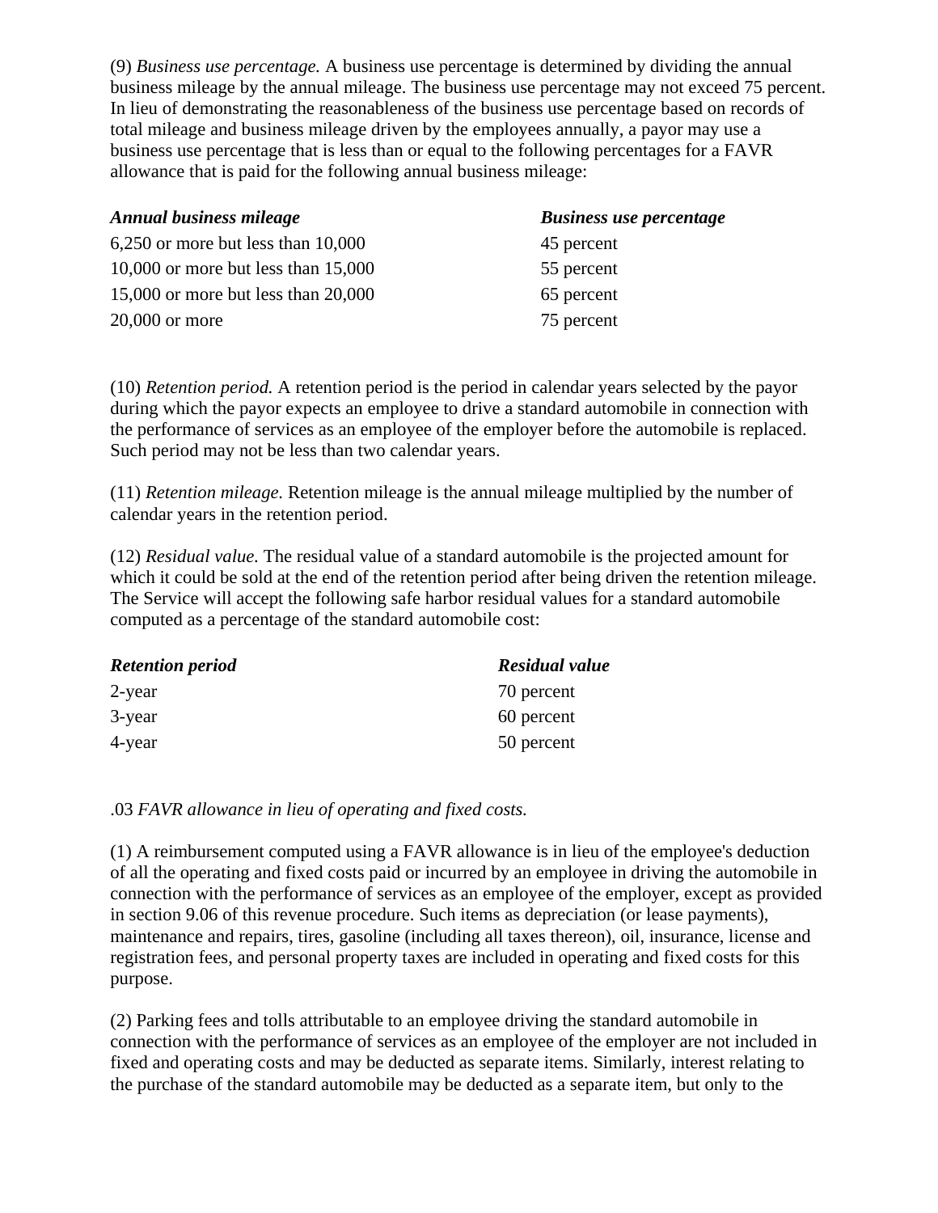(9) *Business use percentage.* A business use percentage is determined by dividing the annual business mileage by the annual mileage. The business use percentage may not exceed 75 percent. In lieu of demonstrating the reasonableness of the business use percentage based on records of total mileage and business mileage driven by the employees annually, a payor may use a business use percentage that is less than or equal to the following percentages for a FAVR allowance that is paid for the following annual business mileage:

| ***Annual business mileage*** | ***Business use percentage*** |
|---|---|
| 6,250 or more but less than 10,000 | 45 percent |
| 10,000 or more but less than 15,000 | 55 percent |
| 15,000 or more but less than 20,000 | 65 percent |
| 20,000 or more | 75 percent |

(10) *Retention period.* A retention period is the period in calendar years selected by the payor during which the payor expects an employee to drive a standard automobile in connection with the performance of services as an employee of the employer before the automobile is replaced. Such period may not be less than two calendar years.

(11) *Retention mileage.* Retention mileage is the annual mileage multiplied by the number of calendar years in the retention period.

(12) *Residual value.* The residual value of a standard automobile is the projected amount for which it could be sold at the end of the retention period after being driven the retention mileage. The Service will accept the following safe harbor residual values for a standard automobile computed as a percentage of the standard automobile cost:

| ***Retention period*** | ***Residual value*** |
|---|---|
| 2-year | 70 percent |
| 3-year | 60 percent |
| 4-year | 50 percent |

.03 *FAVR allowance in lieu of operating and fixed costs.*

(1) A reimbursement computed using a FAVR allowance is in lieu of the employee's deduction of all the operating and fixed costs paid or incurred by an employee in driving the automobile in connection with the performance of services as an employee of the employer, except as provided in section 9.06 of this revenue procedure. Such items as depreciation (or lease payments), maintenance and repairs, tires, gasoline (including all taxes thereon), oil, insurance, license and registration fees, and personal property taxes are included in operating and fixed costs for this purpose.

(2) Parking fees and tolls attributable to an employee driving the standard automobile in connection with the performance of services as an employee of the employer are not included in fixed and operating costs and may be deducted as separate items. Similarly, interest relating to the purchase of the standard automobile may be deducted as a separate item, but only to the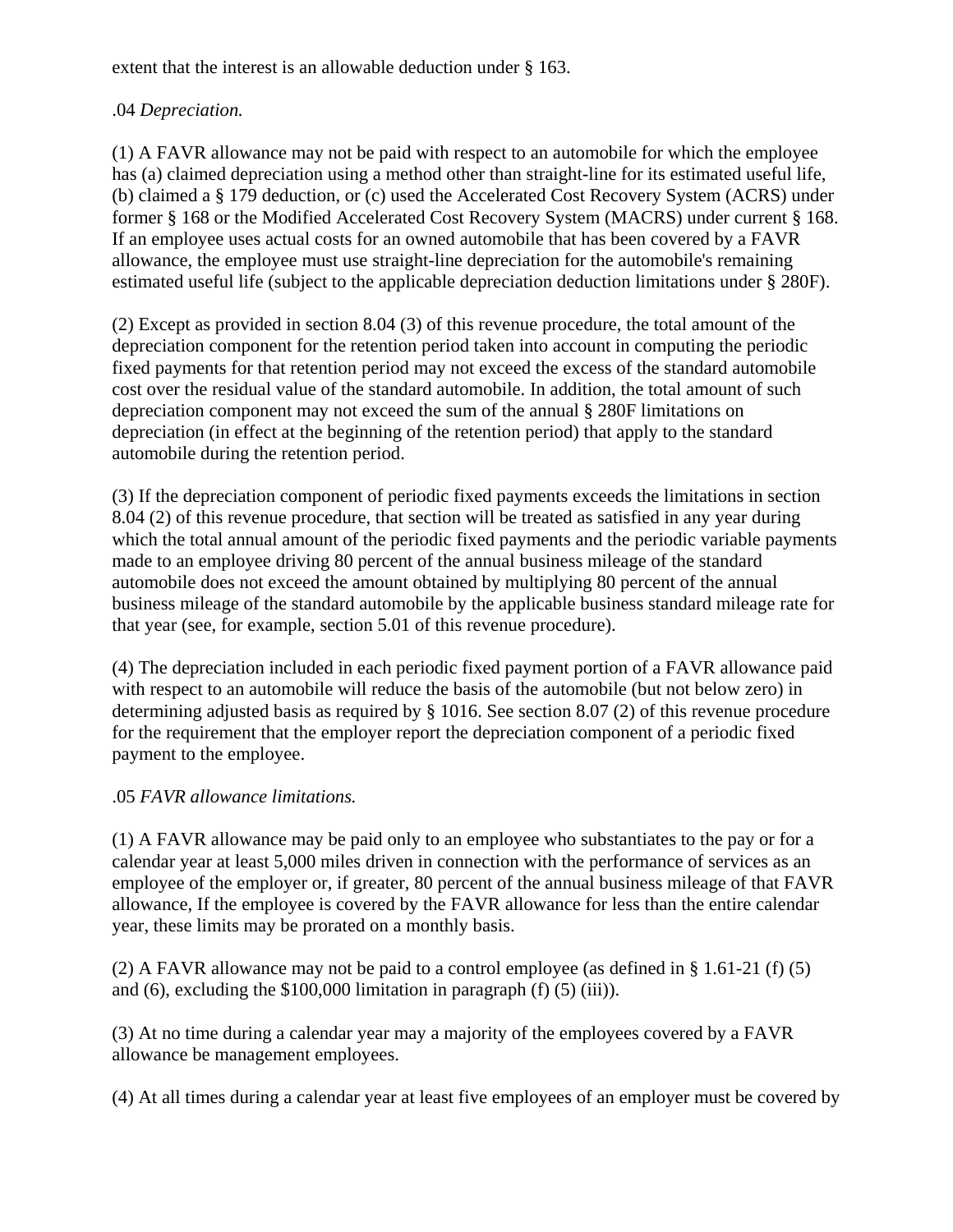extent that the interest is an allowable deduction under § 163.

.04 *Depreciation.*

(1) A FAVR allowance may not be paid with respect to an automobile for which the employee has (a) claimed depreciation using a method other than straight-line for its estimated useful life, (b) claimed a § 179 deduction, or (c) used the Accelerated Cost Recovery System (ACRS) under former § 168 or the Modified Accelerated Cost Recovery System (MACRS) under current § 168. If an employee uses actual costs for an owned automobile that has been covered by a FAVR allowance, the employee must use straight-line depreciation for the automobile's remaining estimated useful life (subject to the applicable depreciation deduction limitations under § 280F).

(2) Except as provided in section 8.04 (3) of this revenue procedure, the total amount of the depreciation component for the retention period taken into account in computing the periodic fixed payments for that retention period may not exceed the excess of the standard automobile cost over the residual value of the standard automobile. In addition, the total amount of such depreciation component may not exceed the sum of the annual § 280F limitations on depreciation (in effect at the beginning of the retention period) that apply to the standard automobile during the retention period.

(3) If the depreciation component of periodic fixed payments exceeds the limitations in section 8.04 (2) of this revenue procedure, that section will be treated as satisfied in any year during which the total annual amount of the periodic fixed payments and the periodic variable payments made to an employee driving 80 percent of the annual business mileage of the standard automobile does not exceed the amount obtained by multiplying 80 percent of the annual business mileage of the standard automobile by the applicable business standard mileage rate for that year (see, for example, section 5.01 of this revenue procedure).

(4) The depreciation included in each periodic fixed payment portion of a FAVR allowance paid with respect to an automobile will reduce the basis of the automobile (but not below zero) in determining adjusted basis as required by § 1016. See section 8.07 (2) of this revenue procedure for the requirement that the employer report the depreciation component of a periodic fixed payment to the employee.

.05 *FAVR allowance limitations.*

(1) A FAVR allowance may be paid only to an employee who substantiates to the pay or for a calendar year at least 5,000 miles driven in connection with the performance of services as an employee of the employer or, if greater, 80 percent of the annual business mileage of that FAVR allowance, If the employee is covered by the FAVR allowance for less than the entire calendar year, these limits may be prorated on a monthly basis.

(2) A FAVR allowance may not be paid to a control employee (as defined in § 1.61-21 (f) (5) and (6), excluding the $100,000 limitation in paragraph (f) (5) (iii)).

(3) At no time during a calendar year may a majority of the employees covered by a FAVR allowance be management employees.

(4) At all times during a calendar year at least five employees of an employer must be covered by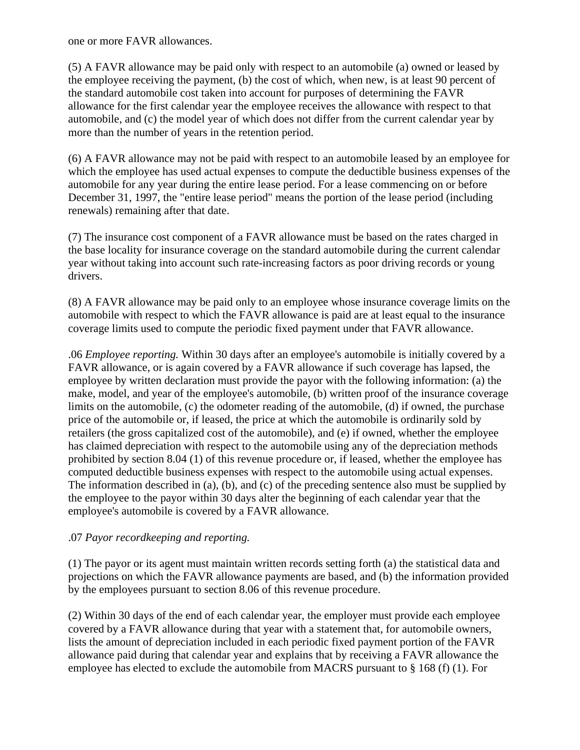one or more FAVR allowances.

(5) A FAVR allowance may be paid only with respect to an automobile (a) owned or leased by the employee receiving the payment, (b) the cost of which, when new, is at least 90 percent of the standard automobile cost taken into account for purposes of determining the FAVR allowance for the first calendar year the employee receives the allowance with respect to that automobile, and (c) the model year of which does not differ from the current calendar year by more than the number of years in the retention period.

(6) A FAVR allowance may not be paid with respect to an automobile leased by an employee for which the employee has used actual expenses to compute the deductible business expenses of the automobile for any year during the entire lease period. For a lease commencing on or before December 31, 1997, the "entire lease period" means the portion of the lease period (including renewals) remaining after that date.

(7) The insurance cost component of a FAVR allowance must be based on the rates charged in the base locality for insurance coverage on the standard automobile during the current calendar year without taking into account such rate-increasing factors as poor driving records or young drivers.

(8) A FAVR allowance may be paid only to an employee whose insurance coverage limits on the automobile with respect to which the FAVR allowance is paid are at least equal to the insurance coverage limits used to compute the periodic fixed payment under that FAVR allowance.

.06 *Employee reporting.* Within 30 days after an employee's automobile is initially covered by a FAVR allowance, or is again covered by a FAVR allowance if such coverage has lapsed, the employee by written declaration must provide the payor with the following information: (a) the make, model, and year of the employee's automobile, (b) written proof of the insurance coverage limits on the automobile, (c) the odometer reading of the automobile, (d) if owned, the purchase price of the automobile or, if leased, the price at which the automobile is ordinarily sold by retailers (the gross capitalized cost of the automobile), and (e) if owned, whether the employee has claimed depreciation with respect to the automobile using any of the depreciation methods prohibited by section 8.04 (1) of this revenue procedure or, if leased, whether the employee has computed deductible business expenses with respect to the automobile using actual expenses. The information described in (a), (b), and (c) of the preceding sentence also must be supplied by the employee to the payor within 30 days alter the beginning of each calendar year that the employee's automobile is covered by a FAVR allowance.

.07 *Payor recordkeeping and reporting.*

(1) The payor or its agent must maintain written records setting forth (a) the statistical data and projections on which the FAVR allowance payments are based, and (b) the information provided by the employees pursuant to section 8.06 of this revenue procedure.

(2) Within 30 days of the end of each calendar year, the employer must provide each employee covered by a FAVR allowance during that year with a statement that, for automobile owners, lists the amount of depreciation included in each periodic fixed payment portion of the FAVR allowance paid during that calendar year and explains that by receiving a FAVR allowance the employee has elected to exclude the automobile from MACRS pursuant to § 168 (f) (1). For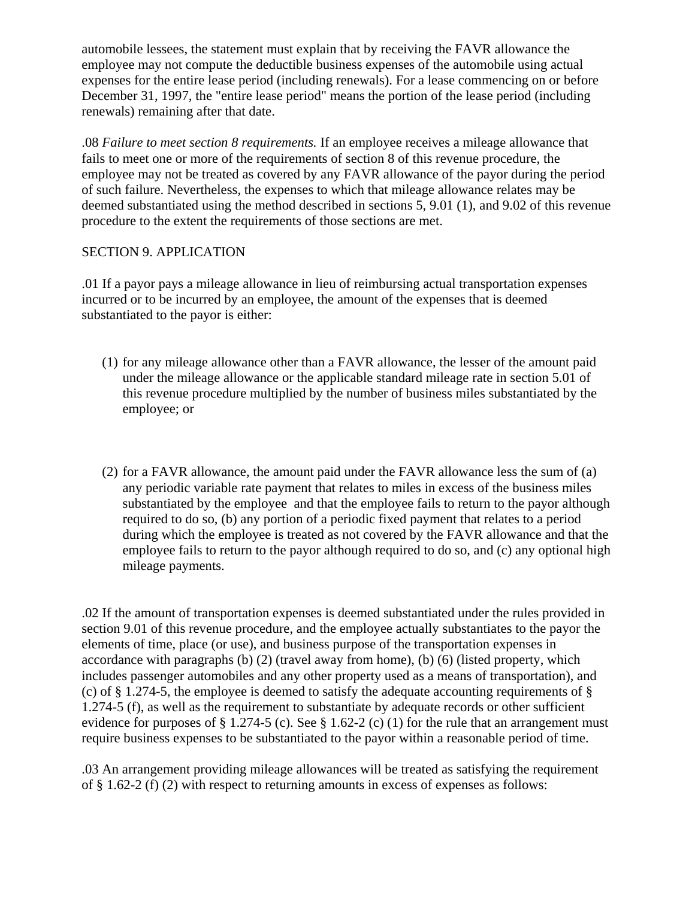automobile lessees, the statement must explain that by receiving the FAVR allowance the employee may not compute the deductible business expenses of the automobile using actual expenses for the entire lease period (including renewals). For a lease commencing on or before December 31, 1997, the "entire lease period" means the portion of the lease period (including renewals) remaining after that date.

.08 *Failure to meet section 8 requirements.* If an employee receives a mileage allowance that fails to meet one or more of the requirements of section 8 of this revenue procedure, the employee may not be treated as covered by any FAVR allowance of the payor during the period of such failure. Nevertheless, the expenses to which that mileage allowance relates may be deemed substantiated using the method described in sections 5, 9.01 (1), and 9.02 of this revenue procedure to the extent the requirements of those sections are met.

SECTION 9. APPLICATION

.01 If a payor pays a mileage allowance in lieu of reimbursing actual transportation expenses incurred or to be incurred by an employee, the amount of the expenses that is deemed substantiated to the payor is either:

(1) for any mileage allowance other than a FAVR allowance, the lesser of the amount paid under the mileage allowance or the applicable standard mileage rate in section 5.01 of this revenue procedure multiplied by the number of business miles substantiated by the employee; or

(2) for a FAVR allowance, the amount paid under the FAVR allowance less the sum of (a) any periodic variable rate payment that relates to miles in excess of the business miles substantiated by the employee and that the employee fails to return to the payor although required to do so, (b) any portion of a periodic fixed payment that relates to a period during which the employee is treated as not covered by the FAVR allowance and that the employee fails to return to the payor although required to do so, and (c) any optional high mileage payments.

.02 If the amount of transportation expenses is deemed substantiated under the rules provided in section 9.01 of this revenue procedure, and the employee actually substantiates to the payor the elements of time, place (or use), and business purpose of the transportation expenses in accordance with paragraphs (b) (2) (travel away from home), (b) (6) (listed property, which includes passenger automobiles and any other property used as a means of transportation), and (c) of § 1.274-5, the employee is deemed to satisfy the adequate accounting requirements of § 1.274-5 (f), as well as the requirement to substantiate by adequate records or other sufficient evidence for purposes of § 1.274-5 (c). See § 1.62-2 (c) (1) for the rule that an arrangement must require business expenses to be substantiated to the payor within a reasonable period of time.

.03 An arrangement providing mileage allowances will be treated as satisfying the requirement of § 1.62-2 (f) (2) with respect to returning amounts in excess of expenses as follows: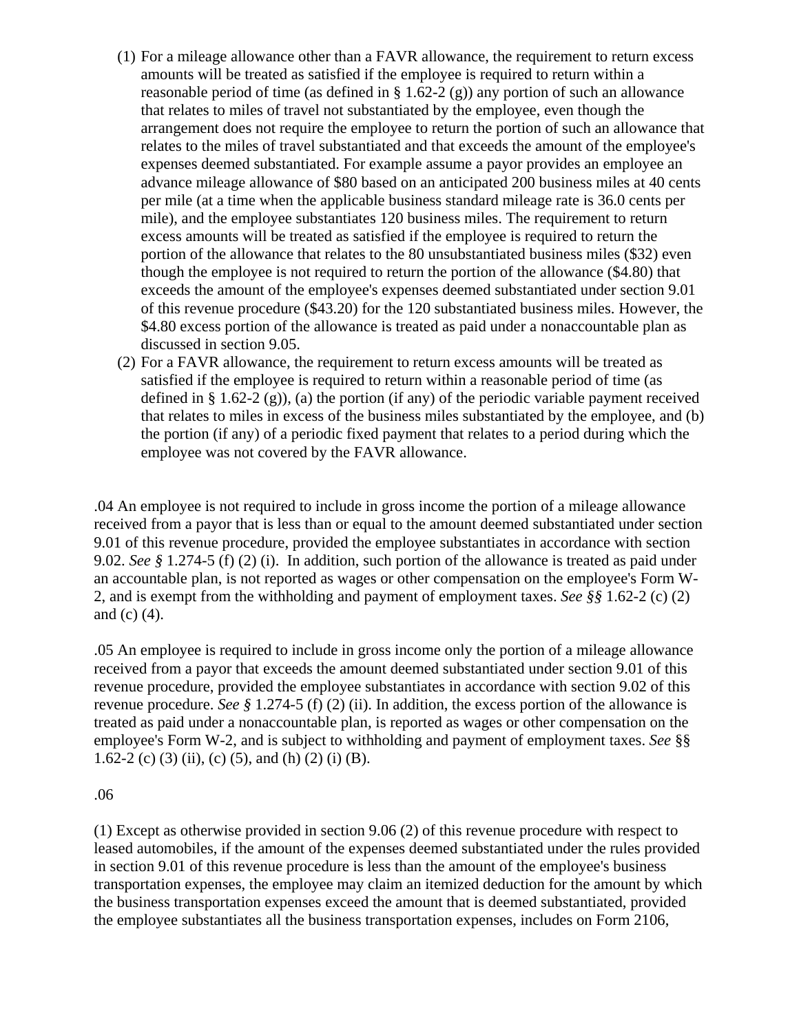(1) For a mileage allowance other than a FAVR allowance, the requirement to return excess amounts will be treated as satisfied if the employee is required to return within a reasonable period of time (as defined in § 1.62-2 (g)) any portion of such an allowance that relates to miles of travel not substantiated by the employee, even though the arrangement does not require the employee to return the portion of such an allowance that relates to the miles of travel substantiated and that exceeds the amount of the employee's expenses deemed substantiated. For example assume a payor provides an employee an advance mileage allowance of $80 based on an anticipated 200 business miles at 40 cents per mile (at a time when the applicable business standard mileage rate is 36.0 cents per mile), and the employee substantiates 120 business miles. The requirement to return excess amounts will be treated as satisfied if the employee is required to return the portion of the allowance that relates to the 80 unsubstantiated business miles ($32) even though the employee is not required to return the portion of the allowance ($4.80) that exceeds the amount of the employee's expenses deemed substantiated under section 9.01 of this revenue procedure ($43.20) for the 120 substantiated business miles. However, the $4.80 excess portion of the allowance is treated as paid under a nonaccountable plan as discussed in section 9.05.

(2) For a FAVR allowance, the requirement to return excess amounts will be treated as satisfied if the employee is required to return within a reasonable period of time (as defined in § 1.62-2 (g)), (a) the portion (if any) of the periodic variable payment received that relates to miles in excess of the business miles substantiated by the employee, and (b) the portion (if any) of a periodic fixed payment that relates to a period during which the employee was not covered by the FAVR allowance.

.04 An employee is not required to include in gross income the portion of a mileage allowance received from a payor that is less than or equal to the amount deemed substantiated under section 9.01 of this revenue procedure, provided the employee substantiates in accordance with section 9.02. *See §* 1.274-5 (f) (2) (i). In addition, such portion of the allowance is treated as paid under an accountable plan, is not reported as wages or other compensation on the employee's Form W-2, and is exempt from the withholding and payment of employment taxes. *See §§* 1.62-2 (c) (2) and (c) (4).

.05 An employee is required to include in gross income only the portion of a mileage allowance received from a payor that exceeds the amount deemed substantiated under section 9.01 of this revenue procedure, provided the employee substantiates in accordance with section 9.02 of this revenue procedure. *See §* 1.274-5 (f) (2) (ii). In addition, the excess portion of the allowance is treated as paid under a nonaccountable plan, is reported as wages or other compensation on the employee's Form W-2, and is subject to withholding and payment of employment taxes. *See* §§ 1.62-2 (c) (3) (ii), (c) (5), and (h) (2) (i) (B).

.06

(1) Except as otherwise provided in section 9.06 (2) of this revenue procedure with respect to leased automobiles, if the amount of the expenses deemed substantiated under the rules provided in section 9.01 of this revenue procedure is less than the amount of the employee's business transportation expenses, the employee may claim an itemized deduction for the amount by which the business transportation expenses exceed the amount that is deemed substantiated, provided the employee substantiates all the business transportation expenses, includes on Form 2106,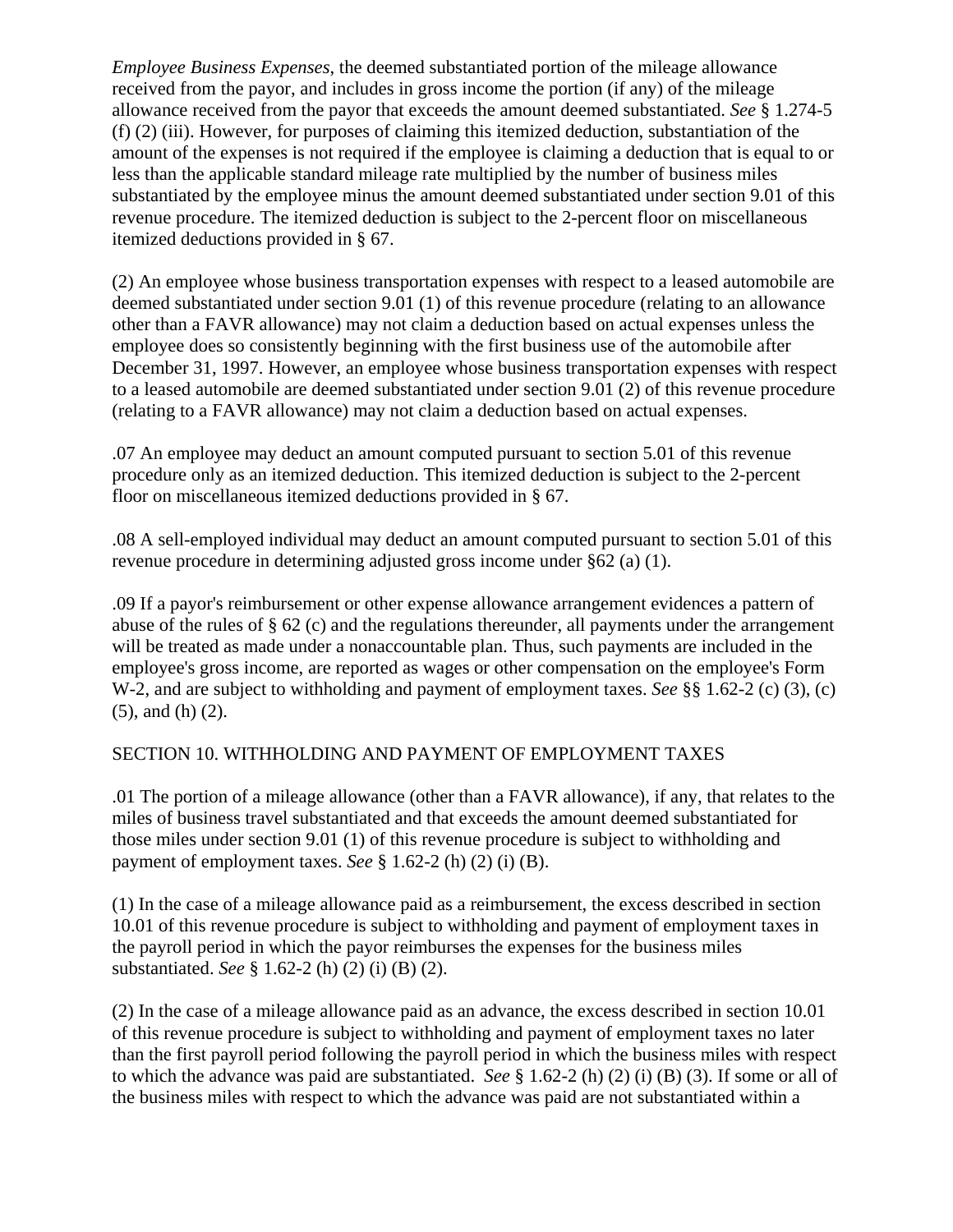*Employee Business Expenses*, the deemed substantiated portion of the mileage allowance received from the payor, and includes in gross income the portion (if any) of the mileage allowance received from the payor that exceeds the amount deemed substantiated. *See* § 1.274-5 (f) (2) (iii). However, for purposes of claiming this itemized deduction, substantiation of the amount of the expenses is not required if the employee is claiming a deduction that is equal to or less than the applicable standard mileage rate multiplied by the number of business miles substantiated by the employee minus the amount deemed substantiated under section 9.01 of this revenue procedure. The itemized deduction is subject to the 2-percent floor on miscellaneous itemized deductions provided in § 67.

(2) An employee whose business transportation expenses with respect to a leased automobile are deemed substantiated under section 9.01 (1) of this revenue procedure (relating to an allowance other than a FAVR allowance) may not claim a deduction based on actual expenses unless the employee does so consistently beginning with the first business use of the automobile after December 31, 1997. However, an employee whose business transportation expenses with respect to a leased automobile are deemed substantiated under section 9.01 (2) of this revenue procedure (relating to a FAVR allowance) may not claim a deduction based on actual expenses.

.07 An employee may deduct an amount computed pursuant to section 5.01 of this revenue procedure only as an itemized deduction. This itemized deduction is subject to the 2-percent floor on miscellaneous itemized deductions provided in § 67.

.08 A sell-employed individual may deduct an amount computed pursuant to section 5.01 of this revenue procedure in determining adjusted gross income under §62 (a) (1).

.09 If a payor's reimbursement or other expense allowance arrangement evidences a pattern of abuse of the rules of § 62 (c) and the regulations thereunder, all payments under the arrangement will be treated as made under a nonaccountable plan. Thus, such payments are included in the employee's gross income, are reported as wages or other compensation on the employee's Form W-2, and are subject to withholding and payment of employment taxes. *See* §§ 1.62-2 (c) (3), (c) (5), and (h) (2).

SECTION 10. WITHHOLDING AND PAYMENT OF EMPLOYMENT TAXES

.01 The portion of a mileage allowance (other than a FAVR allowance), if any, that relates to the miles of business travel substantiated and that exceeds the amount deemed substantiated for those miles under section 9.01 (1) of this revenue procedure is subject to withholding and payment of employment taxes. *See* § 1.62-2 (h) (2) (i) (B).

(1) In the case of a mileage allowance paid as a reimbursement, the excess described in section 10.01 of this revenue procedure is subject to withholding and payment of employment taxes in the payroll period in which the payor reimburses the expenses for the business miles substantiated. *See* § 1.62-2 (h) (2) (i) (B) (2).

(2) In the case of a mileage allowance paid as an advance, the excess described in section 10.01 of this revenue procedure is subject to withholding and payment of employment taxes no later than the first payroll period following the payroll period in which the business miles with respect to which the advance was paid are substantiated. *See* § 1.62-2 (h) (2) (i) (B) (3). If some or all of the business miles with respect to which the advance was paid are not substantiated within a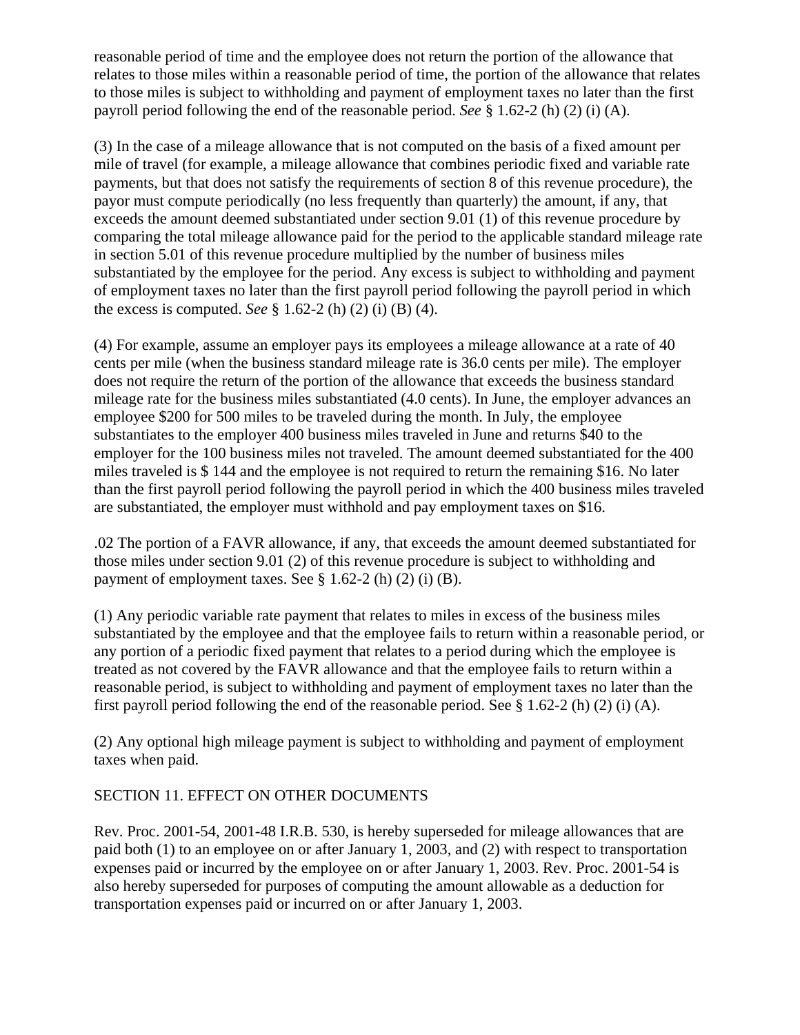reasonable period of time and the employee does not return the portion of the allowance that relates to those miles within a reasonable period of time, the portion of the allowance that relates to those miles is subject to withholding and payment of employment taxes no later than the first payroll period following the end of the reasonable period. *See* § 1.62-2 (h) (2) (i) (A).

(3) In the case of a mileage allowance that is not computed on the basis of a fixed amount per mile of travel (for example, a mileage allowance that combines periodic fixed and variable rate payments, but that does not satisfy the requirements of section 8 of this revenue procedure), the payor must compute periodically (no less frequently than quarterly) the amount, if any, that exceeds the amount deemed substantiated under section 9.01 (1) of this revenue procedure by comparing the total mileage allowance paid for the period to the applicable standard mileage rate in section 5.01 of this revenue procedure multiplied by the number of business miles substantiated by the employee for the period. Any excess is subject to withholding and payment of employment taxes no later than the first payroll period following the payroll period in which the excess is computed. *See* § 1.62-2 (h) (2) (i) (B) (4).

(4) For example, assume an employer pays its employees a mileage allowance at a rate of 40 cents per mile (when the business standard mileage rate is 36.0 cents per mile). The employer does not require the return of the portion of the allowance that exceeds the business standard mileage rate for the business miles substantiated (4.0 cents). In June, the employer advances an employee $200 for 500 miles to be traveled during the month. In July, the employee substantiates to the employer 400 business miles traveled in June and returns $40 to the employer for the 100 business miles not traveled. The amount deemed substantiated for the 400 miles traveled is $ 144 and the employee is not required to return the remaining $16. No later than the first payroll period following the payroll period in which the 400 business miles traveled are substantiated, the employer must withhold and pay employment taxes on $16.

.02 The portion of a FAVR allowance, if any, that exceeds the amount deemed substantiated for those miles under section 9.01 (2) of this revenue procedure is subject to withholding and payment of employment taxes. See § 1.62-2 (h) (2) (i) (B).

(1) Any periodic variable rate payment that relates to miles in excess of the business miles substantiated by the employee and that the employee fails to return within a reasonable period, or any portion of a periodic fixed payment that relates to a period during which the employee is treated as not covered by the FAVR allowance and that the employee fails to return within a reasonable period, is subject to withholding and payment of employment taxes no later than the first payroll period following the end of the reasonable period. See § 1.62-2 (h) (2) (i) (A).

(2) Any optional high mileage payment is subject to withholding and payment of employment taxes when paid.

SECTION 11. EFFECT ON OTHER DOCUMENTS

Rev. Proc. 2001-54, 2001-48 I.R.B. 530, is hereby superseded for mileage allowances that are paid both (1) to an employee on or after January 1, 2003, and (2) with respect to transportation expenses paid or incurred by the employee on or after January 1, 2003. Rev. Proc. 2001-54 is also hereby superseded for purposes of computing the amount allowable as a deduction for transportation expenses paid or incurred on or after January 1, 2003.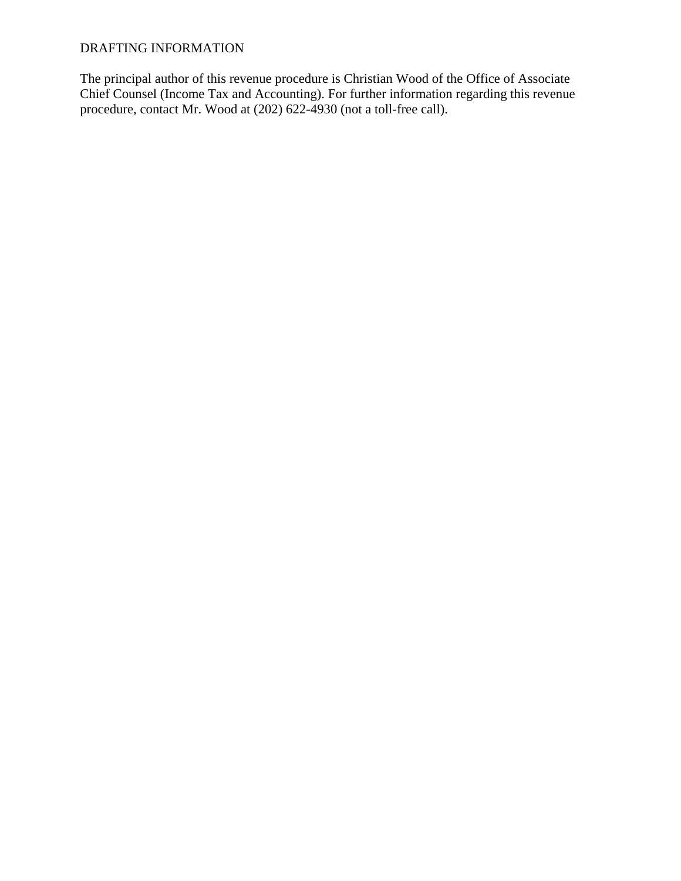## DRAFTING INFORMATION

The principal author of this revenue procedure is Christian Wood of the Office of Associate Chief Counsel (Income Tax and Accounting). For further information regarding this revenue procedure, contact Mr. Wood at (202) 622-4930 (not a toll-free call).